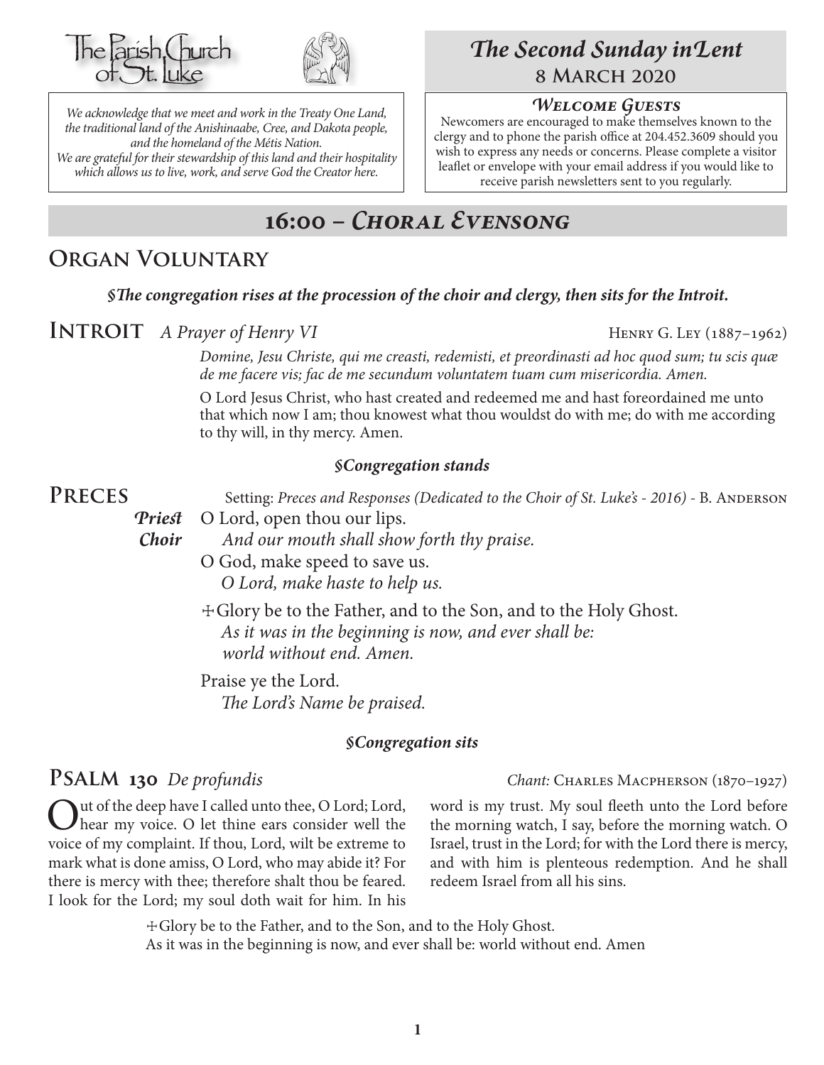The Parish Church of St. Luke

*We acknowledge that we meet and work in the Treaty One Land, the traditional land of the Anishinaabe, Cree, and Dakota people, and the homeland of the Métis Nation.*
*We are grateful for their stewardship of this land and their hospitality which allows us to live, work, and serve God the Creator here.*

# *The Second Sunday in Lent*
## 8 March 2020

### *Welcome Guests*

Newcomers are encouraged to make themselves known to the clergy and to phone the parish office at 204.452.3609 should you wish to express any needs or concerns. Please complete a visitor leaflet or envelope with your email address if you would like to receive parish newsletters sent to you regularly.

# 16:00 – *Choral Evensong*

## Organ Voluntary

***§The congregation rises at the procession of the choir and clergy, then sits for the Introit.***

## Introit *A Prayer of Henry VI* — Henry G. Ley (1887–1962)

*Domine, Jesu Christe, qui me creasti, redemisti, et preordinasti ad hoc quod sum; tu scis quæ de me facere vis; fac de me secundum voluntatem tuam cum misericordia. Amen.*

O Lord Jesus Christ, who hast created and redeemed me and hast foreordained me unto that which now I am; thou knowest what thou wouldst do with me; do with me according to thy will, in thy mercy. Amen.

***§Congregation stands***

## Preces

Setting: *Preces and Responses (Dedicated to the Choir of St. Luke's - 2016)* - B. Anderson

***Priest*** O Lord, open thou our lips.
***Choir*** *And our mouth shall show forth thy praise.*

O God, make speed to save us.
*O Lord, make haste to help us.*

☩Glory be to the Father, and to the Son, and to the Holy Ghost.
*As it was in the beginning is now, and ever shall be:*
*world without end. Amen.*

Praise ye the Lord.
*The Lord's Name be praised.*

***§Congregation sits***

## Psalm 130 *De profundis* — *Chant:* Charles Macpherson (1870–1927)

Out of the deep have I called unto thee, O Lord; Lord, hear my voice. O let thine ears consider well the voice of my complaint. If thou, Lord, wilt be extreme to mark what is done amiss, O Lord, who may abide it? For there is mercy with thee; therefore shalt thou be feared. I look for the Lord; my soul doth wait for him. In his word is my trust. My soul fleeth unto the Lord before the morning watch, I say, before the morning watch. O Israel, trust in the Lord; for with the Lord there is mercy, and with him is plenteous redemption. And he shall redeem Israel from all his sins.

☩Glory be to the Father, and to the Son, and to the Holy Ghost.
As it was in the beginning is now, and ever shall be: world without end. Amen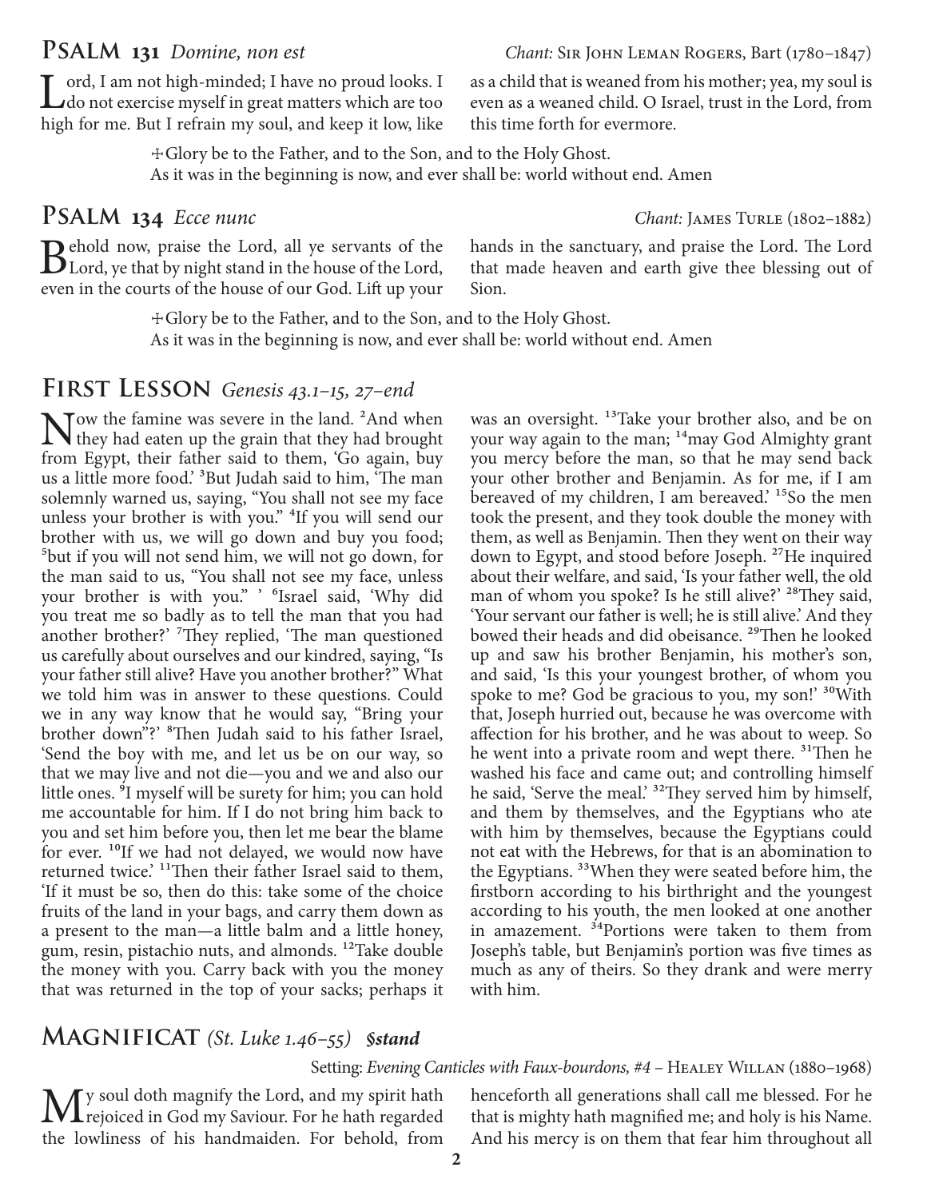## PSALM 131 *Domine, non est*

*Chant:* Sir John Leman Rogers, Bart (1780–1847)

Lord, I am not high-minded; I have no proud looks. I do not exercise myself in great matters which are too high for me. But I refrain my soul, and keep it low, like as a child that is weaned from his mother; yea, my soul is even as a weaned child. O Israel, trust in the Lord, from this time forth for evermore.

☩Glory be to the Father, and to the Son, and to the Holy Ghost.
As it was in the beginning is now, and ever shall be: world without end. Amen

## PSALM 134 *Ecce nunc*

*Chant:* James Turle (1802–1882)

Behold now, praise the Lord, all ye servants of the Lord, ye that by night stand in the house of the Lord, even in the courts of the house of our God. Lift up your hands in the sanctuary, and praise the Lord. The Lord that made heaven and earth give thee blessing out of Sion.

☩Glory be to the Father, and to the Son, and to the Holy Ghost.
As it was in the beginning is now, and ever shall be: world without end. Amen

## FIRST LESSON *Genesis 43.1–15, 27–end*

Now the famine was severe in the land. [2]And when they had eaten up the grain that they had brought from Egypt, their father said to them, 'Go again, buy us a little more food.' [3]But Judah said to him, 'The man solemnly warned us, saying, "You shall not see my face unless your brother is with you." [4]If you will send our brother with us, we will go down and buy you food; [5]but if you will not send him, we will not go down, for the man said to us, "You shall not see my face, unless your brother is with you." ' [6]Israel said, 'Why did you treat me so badly as to tell the man that you had another brother?' [7]They replied, 'The man questioned us carefully about ourselves and our kindred, saying, "Is your father still alive? Have you another brother?" What we told him was in answer to these questions. Could we in any way know that he would say, "Bring your brother down"?' [8]Then Judah said to his father Israel, 'Send the boy with me, and let us be on our way, so that we may live and not die—you and we and also our little ones. [9]I myself will be surety for him; you can hold me accountable for him. If I do not bring him back to you and set him before you, then let me bear the blame for ever. [10]If we had not delayed, we would now have returned twice.' [11]Then their father Israel said to them, 'If it must be so, then do this: take some of the choice fruits of the land in your bags, and carry them down as a present to the man—a little balm and a little honey, gum, resin, pistachio nuts, and almonds. [12]Take double the money with you. Carry back with you the money that was returned in the top of your sacks; perhaps it was an oversight. [13]Take your brother also, and be on your way again to the man; [14]may God Almighty grant you mercy before the man, so that he may send back your other brother and Benjamin. As for me, if I am bereaved of my children, I am bereaved.' [15]So the men took the present, and they took double the money with them, as well as Benjamin. Then they went on their way down to Egypt, and stood before Joseph. [27]He inquired about their welfare, and said, 'Is your father well, the old man of whom you spoke? Is he still alive?' [28]They said, 'Your servant our father is well; he is still alive.' And they bowed their heads and did obeisance. [29]Then he looked up and saw his brother Benjamin, his mother's son, and said, 'Is this your youngest brother, of whom you spoke to me? God be gracious to you, my son!' [30]With that, Joseph hurried out, because he was overcome with affection for his brother, and he was about to weep. So he went into a private room and wept there. [31]Then he washed his face and came out; and controlling himself he said, 'Serve the meal.' [32]They served him by himself, and them by themselves, and the Egyptians who ate with him by themselves, because the Egyptians could not eat with the Hebrews, for that is an abomination to the Egyptians. [33]When they were seated before him, the firstborn according to his birthright and the youngest according to his youth, the men looked at one another in amazement. [34]Portions were taken to them from Joseph's table, but Benjamin's portion was five times as much as any of theirs. So they drank and were merry with him.

## MAGNIFICAT *(St. Luke 1.46–55)* ***§stand***

Setting: *Evening Canticles with Faux-bourdons, #4* – Healey Willan (1880–1968)

My soul doth magnify the Lord, and my spirit hath rejoiced in God my Saviour. For he hath regarded the lowliness of his handmaiden. For behold, from henceforth all generations shall call me blessed. For he that is mighty hath magnified me; and holy is his Name. And his mercy is on them that fear him throughout all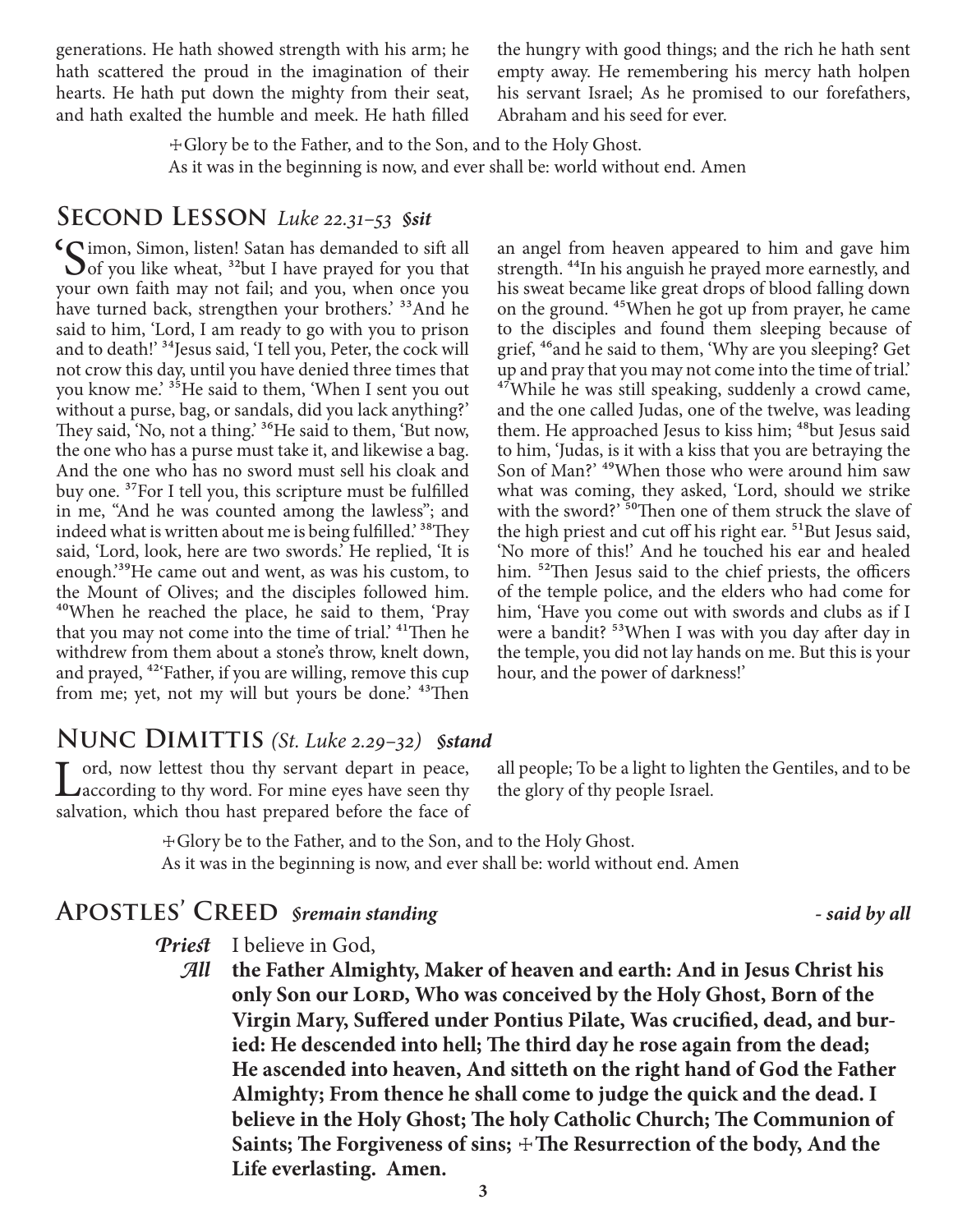generations. He hath showed strength with his arm; he hath scattered the proud in the imagination of their hearts. He hath put down the mighty from their seat, and hath exalted the humble and meek. He hath filled the hungry with good things; and the rich he hath sent empty away. He remembering his mercy hath holpen his servant Israel; As he promised to our forefathers, Abraham and his seed for ever.

☩Glory be to the Father, and to the Son, and to the Holy Ghost.
As it was in the beginning is now, and ever shall be: world without end. Amen

## Second Lesson *Luke 22.31–53* ***§sit***

'Simon, Simon, listen! Satan has demanded to sift all of you like wheat, [32]but I have prayed for you that your own faith may not fail; and you, when once you have turned back, strengthen your brothers.' [33]And he said to him, 'Lord, I am ready to go with you to prison and to death!' [34]Jesus said, 'I tell you, Peter, the cock will not crow this day, until you have denied three times that you know me.' [35]He said to them, 'When I sent you out without a purse, bag, or sandals, did you lack anything?' They said, 'No, not a thing.' [36]He said to them, 'But now, the one who has a purse must take it, and likewise a bag. And the one who has no sword must sell his cloak and buy one. [37]For I tell you, this scripture must be fulfilled in me, "And he was counted among the lawless"; and indeed what is written about me is being fulfilled.' [38]They said, 'Lord, look, here are two swords.' He replied, 'It is enough.'[39]He came out and went, as was his custom, to the Mount of Olives; and the disciples followed him. [40]When he reached the place, he said to them, 'Pray that you may not come into the time of trial.' [41]Then he withdrew from them about a stone's throw, knelt down, and prayed, [42]'Father, if you are willing, remove this cup from me; yet, not my will but yours be done.' [43]Then an angel from heaven appeared to him and gave him strength. [44]In his anguish he prayed more earnestly, and his sweat became like great drops of blood falling down on the ground. [45]When he got up from prayer, he came to the disciples and found them sleeping because of grief, [46]and he said to them, 'Why are you sleeping? Get up and pray that you may not come into the time of trial.' [47]While he was still speaking, suddenly a crowd came, and the one called Judas, one of the twelve, was leading them. He approached Jesus to kiss him; [48]but Jesus said to him, 'Judas, is it with a kiss that you are betraying the Son of Man?' [49]When those who were around him saw what was coming, they asked, 'Lord, should we strike with the sword?' [50]Then one of them struck the slave of the high priest and cut off his right ear. [51]But Jesus said, 'No more of this!' And he touched his ear and healed him. [52]Then Jesus said to the chief priests, the officers of the temple police, and the elders who had come for him, 'Have you come out with swords and clubs as if I were a bandit? [53]When I was with you day after day in the temple, you did not lay hands on me. But this is your hour, and the power of darkness!'

## Nunc Dimittis *(St. Luke 2.29–32)* ***§stand***

Lord, now lettest thou thy servant depart in peace, according to thy word. For mine eyes have seen thy salvation, which thou hast prepared before the face of all people; To be a light to lighten the Gentiles, and to be the glory of thy people Israel.

☩Glory be to the Father, and to the Son, and to the Holy Ghost.
As it was in the beginning is now, and ever shall be: world without end. Amen

## Apostles' Creed ***§remain standing*** ***- said by all***

***Priest*** I believe in God,

***All*** **the Father Almighty, Maker of heaven and earth: And in Jesus Christ his only Son our Lord, Who was conceived by the Holy Ghost, Born of the Virgin Mary, Suffered under Pontius Pilate, Was crucified, dead, and buried: He descended into hell; The third day he rose again from the dead; He ascended into heaven, And sitteth on the right hand of God the Father Almighty; From thence he shall come to judge the quick and the dead. I believe in the Holy Ghost; The holy Catholic Church; The Communion of Saints; The Forgiveness of sins; ☩The Resurrection of the body, And the Life everlasting. Amen.**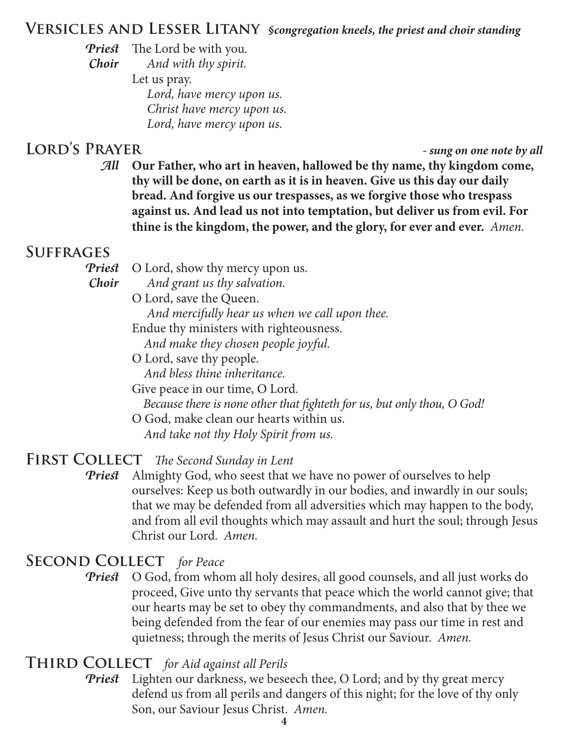## Versicles and Lesser Litany *§congregation kneels, the priest and choir standing*

***Priest*** The Lord be with you.
***Choir*** *And with thy spirit.*
Let us pray.
*Lord, have mercy upon us.*
*Christ have mercy upon us.*
*Lord, have mercy upon us.*

## Lord's Prayer *- sung on one note by all*

***All*** **Our Father, who art in heaven, hallowed be thy name, thy kingdom come, thy will be done, on earth as it is in heaven. Give us this day our daily bread. And forgive us our trespasses, as we forgive those who trespass against us. And lead us not into temptation, but deliver us from evil. For thine is the kingdom, the power, and the glory, for ever and ever.** *Amen.*

## Suffrages

***Priest*** O Lord, show thy mercy upon us.
***Choir*** *And grant us thy salvation.*
O Lord, save the Queen.
*And mercifully hear us when we call upon thee.*
Endue thy ministers with righteousness.
*And make they chosen people joyful.*
O Lord, save thy people.
*And bless thine inheritance.*
Give peace in our time, O Lord.
*Because there is none other that fighteth for us, but only thou, O God!*
O God, make clean our hearts within us.
*And take not thy Holy Spirit from us.*

## First Collect *The Second Sunday in Lent*

***Priest*** Almighty God, who seest that we have no power of ourselves to help ourselves: Keep us both outwardly in our bodies, and inwardly in our souls; that we may be defended from all adversities which may happen to the body, and from all evil thoughts which may assault and hurt the soul; through Jesus Christ our Lord. *Amen.*

## Second Collect *for Peace*

***Priest*** O God, from whom all holy desires, all good counsels, and all just works do proceed, Give unto thy servants that peace which the world cannot give; that our hearts may be set to obey thy commandments, and also that by thee we being defended from the fear of our enemies may pass our time in rest and quietness; through the merits of Jesus Christ our Saviour. *Amen.*

## Third Collect *for Aid against all Perils*

***Priest*** Lighten our darkness, we beseech thee, O Lord; and by thy great mercy defend us from all perils and dangers of this night; for the love of thy only Son, our Saviour Jesus Christ. *Amen.*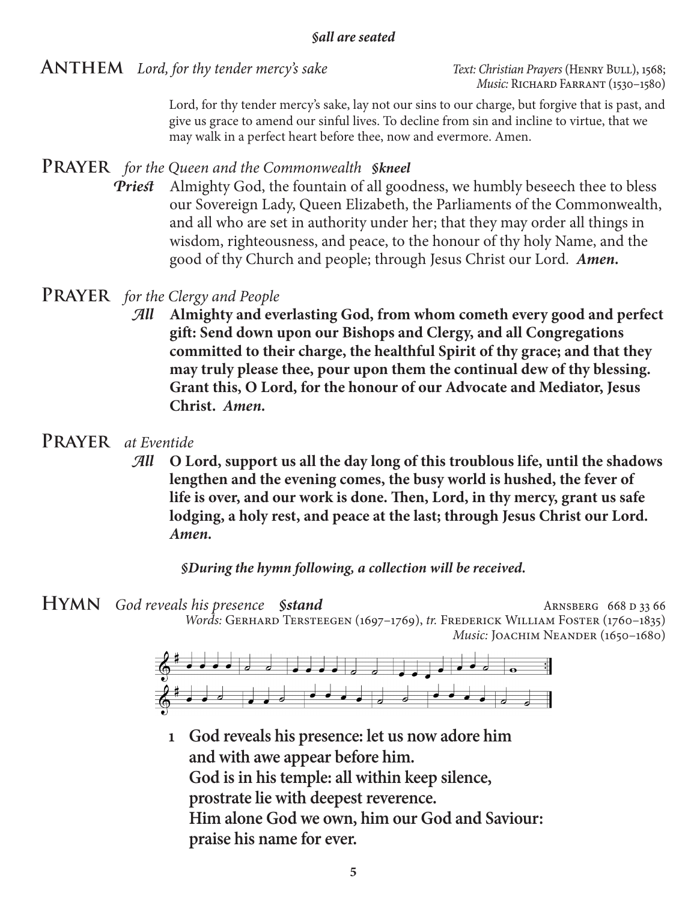***§all are seated***

## ANTHEM *Lord, for thy tender mercy's sake*

*Text: Christian Prayers* (HENRY BULL), 1568;
*Music:* RICHARD FARRANT (1530–1580)

Lord, for thy tender mercy's sake, lay not our sins to our charge, but forgive that is past, and give us grace to amend our sinful lives. To decline from sin and incline to virtue, that we may walk in a perfect heart before thee, now and evermore. Amen.

## PRAYER *for the Queen and the Commonwealth* ***§kneel***

***Priest*** Almighty God, the fountain of all goodness, we humbly beseech thee to bless our Sovereign Lady, Queen Elizabeth, the Parliaments of the Commonwealth, and all who are set in authority under her; that they may order all things in wisdom, righteousness, and peace, to the honour of thy holy Name, and the good of thy Church and people; through Jesus Christ our Lord. ***Amen.***

## PRAYER *for the Clergy and People*

***All*** **Almighty and everlasting God, from whom cometh every good and perfect gift: Send down upon our Bishops and Clergy, and all Congregations committed to their charge, the healthful Spirit of thy grace; and that they may truly please thee, pour upon them the continual dew of thy blessing. Grant this, O Lord, for the honour of our Advocate and Mediator, Jesus Christ.** ***Amen.***

## PRAYER *at Eventide*

***All*** **O Lord, support us all the day long of this troublous life, until the shadows lengthen and the evening comes, the busy world is hushed, the fever of life is over, and our work is done. Then, Lord, in thy mercy, grant us safe lodging, a holy rest, and peace at the last; through Jesus Christ our Lord.** ***Amen.***

***§During the hymn following, a collection will be received.***

## HYMN *God reveals his presence* ***§stand***

ARNSBERG 668 D 33 66
*Words:* GERHARD TERSTEEGEN (1697–1769), *tr.* FREDERICK WILLIAM FOSTER (1760–1835)
*Music:* JOACHIM NEANDER (1650–1680)

**1 God reveals his presence: let us now adore him
and with awe appear before him.
God is in his temple: all within keep silence,
prostrate lie with deepest reverence.
Him alone God we own, him our God and Saviour:
praise his name for ever.**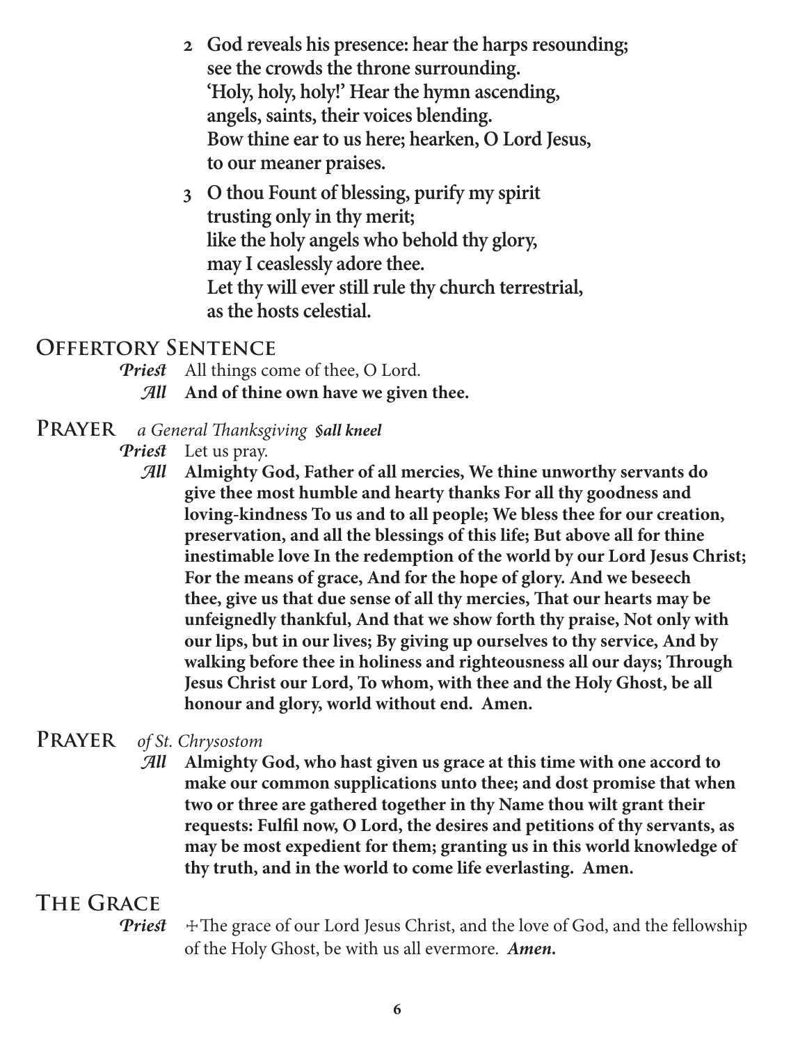**2 God reveals his presence: hear the harps resounding;**
**see the crowds the throne surrounding.**
**'Holy, holy, holy!' Hear the hymn ascending,**
**angels, saints, their voices blending.**
**Bow thine ear to us here; hearken, O Lord Jesus,**
**to our meaner praises.**

**3 O thou Fount of blessing, purify my spirit**
**trusting only in thy merit;**
**like the holy angels who behold thy glory,**
**may I ceaslessly adore thee.**
**Let thy will ever still rule thy church terrestrial,**
**as the hosts celestial.**

## Offertory Sentence

***Priest*** All things come of thee, O Lord.
***All*** **And of thine own have we given thee.**

## Prayer *a General Thanksgiving* ***all kneel***

***Priest*** Let us pray.
***All*** **Almighty God, Father of all mercies, We thine unworthy servants do give thee most humble and hearty thanks For all thy goodness and loving-kindness To us and to all people; We bless thee for our creation, preservation, and all the blessings of this life; But above all for thine inestimable love In the redemption of the world by our Lord Jesus Christ; For the means of grace, And for the hope of glory. And we beseech thee, give us that due sense of all thy mercies, That our hearts may be unfeignedly thankful, And that we show forth thy praise, Not only with our lips, but in our lives; By giving up ourselves to thy service, And by walking before thee in holiness and righteousness all our days; Through Jesus Christ our Lord, To whom, with thee and the Holy Ghost, be all honour and glory, world without end. Amen.**

## Prayer *of St. Chrysostom*

***All*** **Almighty God, who hast given us grace at this time with one accord to make our common supplications unto thee; and dost promise that when two or three are gathered together in thy Name thou wilt grant their requests: Fulfil now, O Lord, the desires and petitions of thy servants, as may be most expedient for them; granting us in this world knowledge of thy truth, and in the world to come life everlasting. Amen.**

## The Grace

***Priest*** ☩The grace of our Lord Jesus Christ, and the love of God, and the fellowship of the Holy Ghost, be with us all evermore. ***Amen.***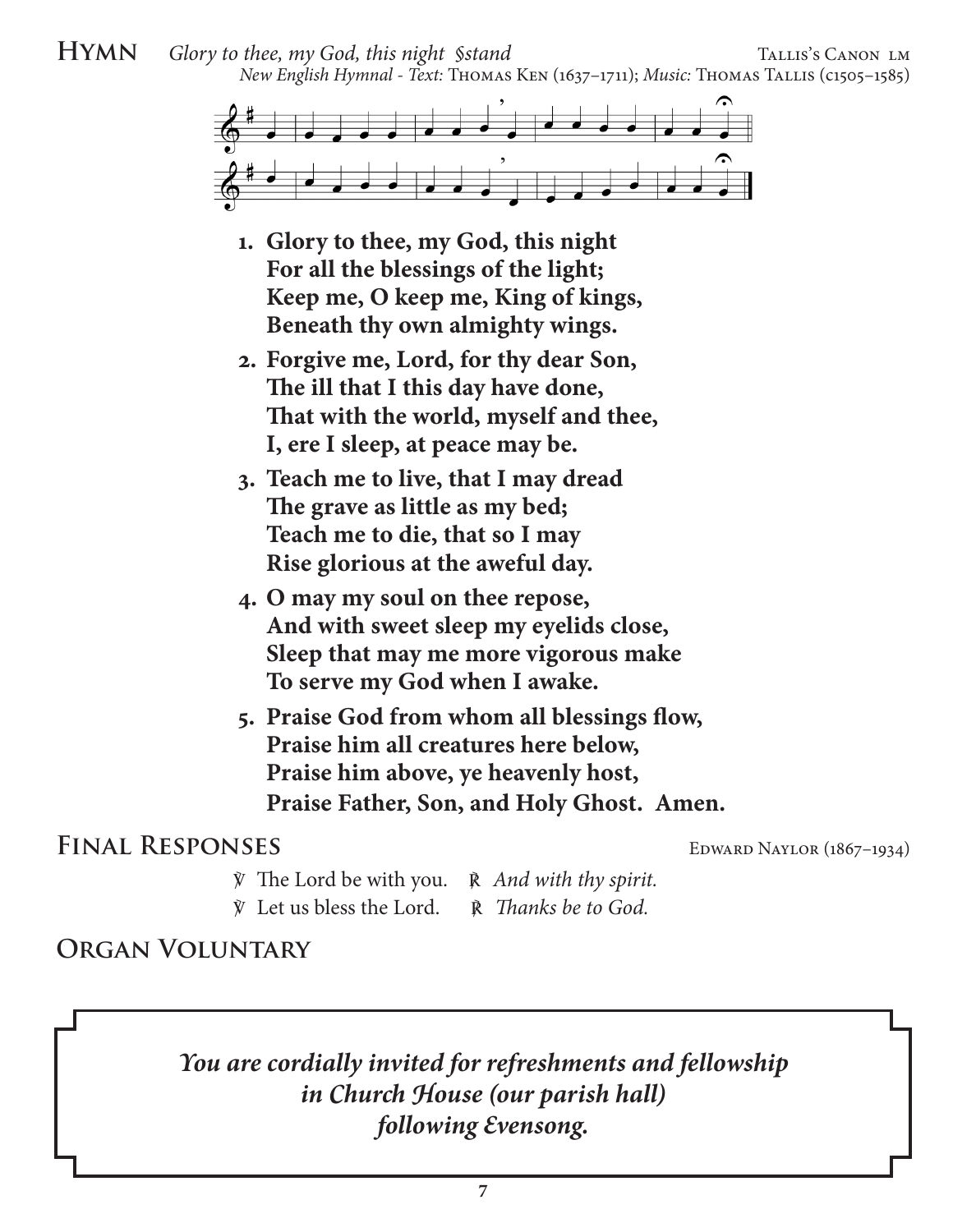**Hymn** *Glory to thee, my God, this night §stand* — Tallis's Canon LM

*New English Hymnal - Text:* Thomas Ken (1637–1711); *Music:* Thomas Tallis (c1505–1585)

1. **Glory to thee, my God, this night**
   **For all the blessings of the light;**
   **Keep me, O keep me, King of kings,**
   **Beneath thy own almighty wings.**
2. **Forgive me, Lord, for thy dear Son,**
   **The ill that I this day have done,**
   **That with the world, myself and thee,**
   **I, ere I sleep, at peace may be.**
3. **Teach me to live, that I may dread**
   **The grave as little as my bed;**
   **Teach me to die, that so I may**
   **Rise glorious at the aweful day.**
4. **O may my soul on thee repose,**
   **And with sweet sleep my eyelids close,**
   **Sleep that may me more vigorous make**
   **To serve my God when I awake.**
5. **Praise God from whom all blessings flow,**
   **Praise him all creatures here below,**
   **Praise him above, ye heavenly host,**
   **Praise Father, Son, and Holy Ghost. Amen.**

## Final Responses

Edward Naylor (1867–1934)

℣ The Lord be with you. ℟ *And with thy spirit.*
℣ Let us bless the Lord. ℟ *Thanks be to God.*

## Organ Voluntary

***You are cordially invited for refreshments and fellowship in Church House (our parish hall) following Evensong.***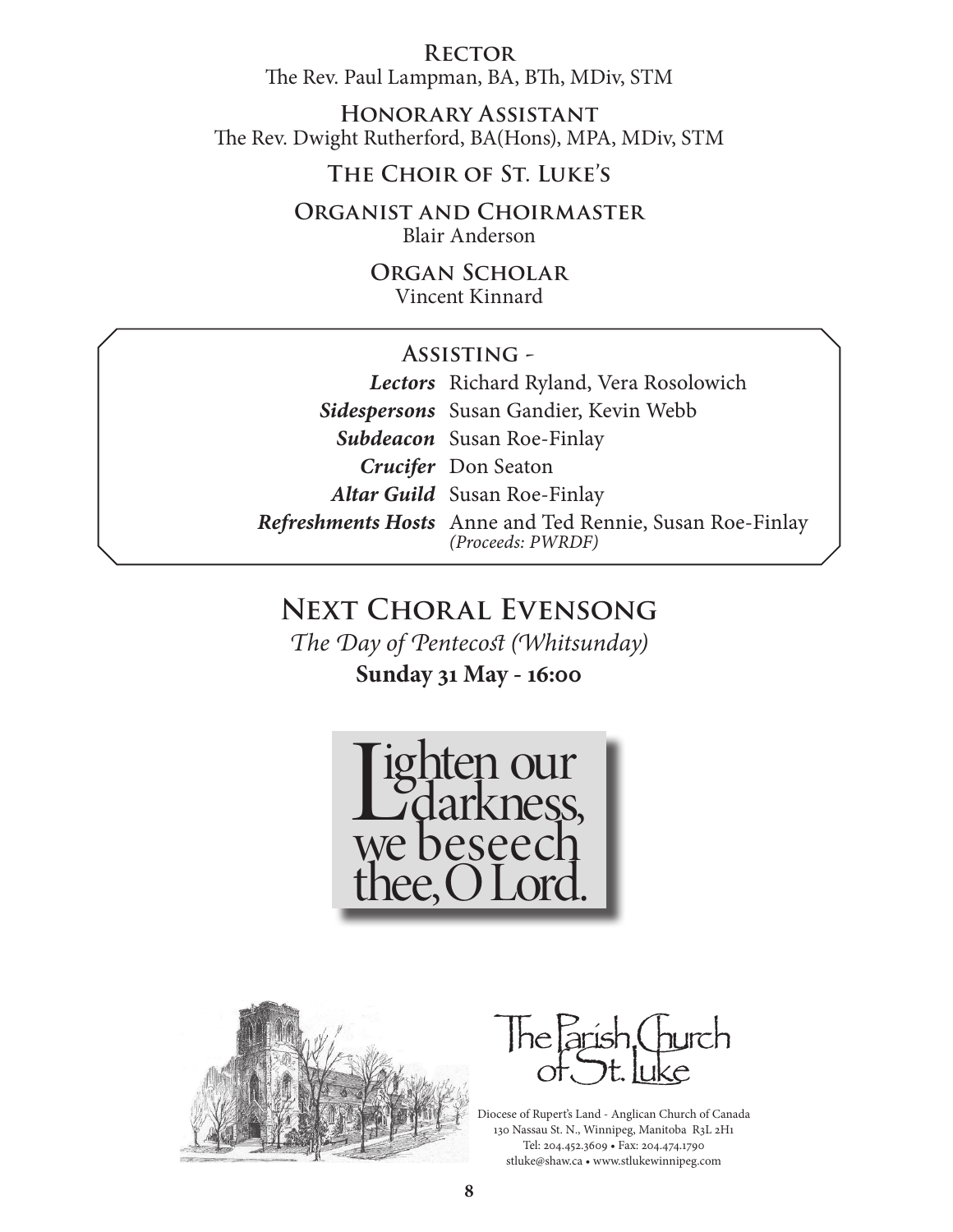**Rector**
The Rev. Paul Lampman, BA, BTh, MDiv, STM

**Honorary Assistant**
The Rev. Dwight Rutherford, BA(Hons), MPA, MDiv, STM

**The Choir of St. Luke's**

**Organist and Choirmaster**
Blair Anderson

**Organ Scholar**
Vincent Kinnard

**Assisting -**

| | |
|---|---|
| ***Lectors*** | Richard Ryland, Vera Rosolowich |
| ***Sidespersons*** | Susan Gandier, Kevin Webb |
| ***Subdeacon*** | Susan Roe-Finlay |
| ***Crucifer*** | Don Seaton |
| ***Altar Guild*** | Susan Roe-Finlay |
| ***Refreshments Hosts*** | Anne and Ted Rennie, Susan Roe-Finlay *(Proceeds: PWRDF)* |

## Next Choral Evensong

*The Day of Pentecost (Whitsunday)*

**Sunday 31 May - 16:00**

Lighten our darkness, we beseech thee, O Lord.

The Parish Church of St. Luke

Diocese of Rupert's Land - Anglican Church of Canada
130 Nassau St. N., Winnipeg, Manitoba R3L 2H1
Tel: 204.452.3609 • Fax: 204.474.1790
stluke@shaw.ca • www.stlukewinnipeg.com